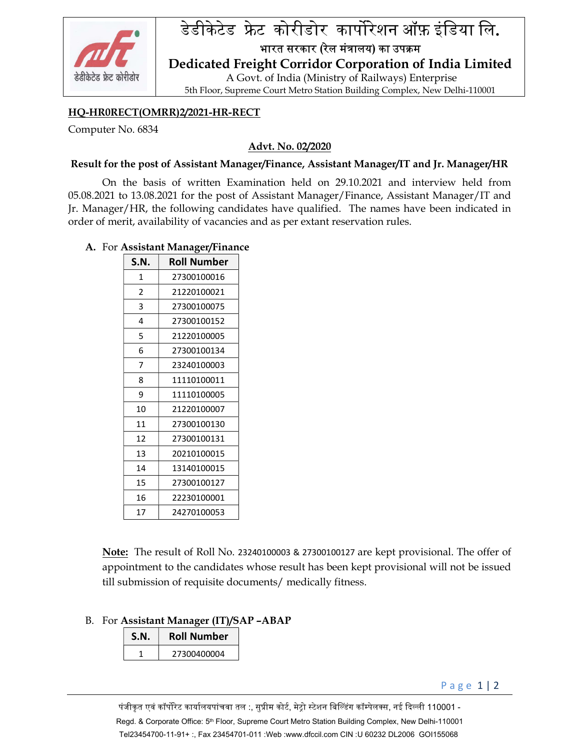डेडीकेटेड फ्रेट कोरीडोर कार्पोरेशन ऑफ़ इंडिया लि.

भारत सरकार (रेल मंत्रालय) का उपक्रम

**Dedicated Freight Corridor Corporation of India Limited**

A Govt. of India (Ministry of Railways) Enterprise

5th Floor, Supreme Court Metro Station Building Complex, New Delhi-110001

**HQ-HR0RECT(OMRR)2/2021-HR-RECT**

Computer No. 6834

**Advt. No. 02/2020**

**Result for the post of Assistant Manager/Finance, Assistant Manager/IT and Jr. Manager/HR**

On the basis of written Examination held on 29.10.2021 and interview held from 05.08.2021 to 13.08.2021 for the post of Assistant Manager/Finance, Assistant Manager/IT and Jr. Manager/HR, the following candidates have qualified. The names have been indicated in order of merit, availability of vacancies and as per extant reservation rules.

**A.** For **Assistant Manager/Finance**

| S.N. | Roll Number |
|---|---|
| 1 | 27300100016 |
| 2 | 21220100021 |
| 3 | 27300100075 |
| 4 | 27300100152 |
| 5 | 21220100005 |
| 6 | 27300100134 |
| 7 | 23240100003 |
| 8 | 11110100011 |
| 9 | 11110100005 |
| 10 | 21220100007 |
| 11 | 27300100130 |
| 12 | 27300100131 |
| 13 | 20210100015 |
| 14 | 13140100015 |
| 15 | 27300100127 |
| 16 | 22230100001 |
| 17 | 24270100053 |

**Note:** The result of Roll No. 23240100003 & 27300100127 are kept provisional. The offer of appointment to the candidates whose result has been kept provisional will not be issued till submission of requisite documents/ medically fitness.

B. For **Assistant Manager (IT)/SAP –ABAP**

| S.N. | Roll Number |
|---|---|
| 1 | 27300400004 |

पंजीकृत एवं कॉर्पोरेट कार्यालयपांचवा तल :, सुप्रीम कोर्ट, मेट्रो स्टेशन बिल्डिंग कॉम्पेलक्स, नई दिल्ली 110001 -

Regd. & Corporate Office: 5th Floor, Supreme Court Metro Station Building Complex, New Delhi-110001

Tel23454700-11-91+ :, Fax 23454701-011 :Web :www.dfccil.com CIN :U 60232 DL2006 GOI155068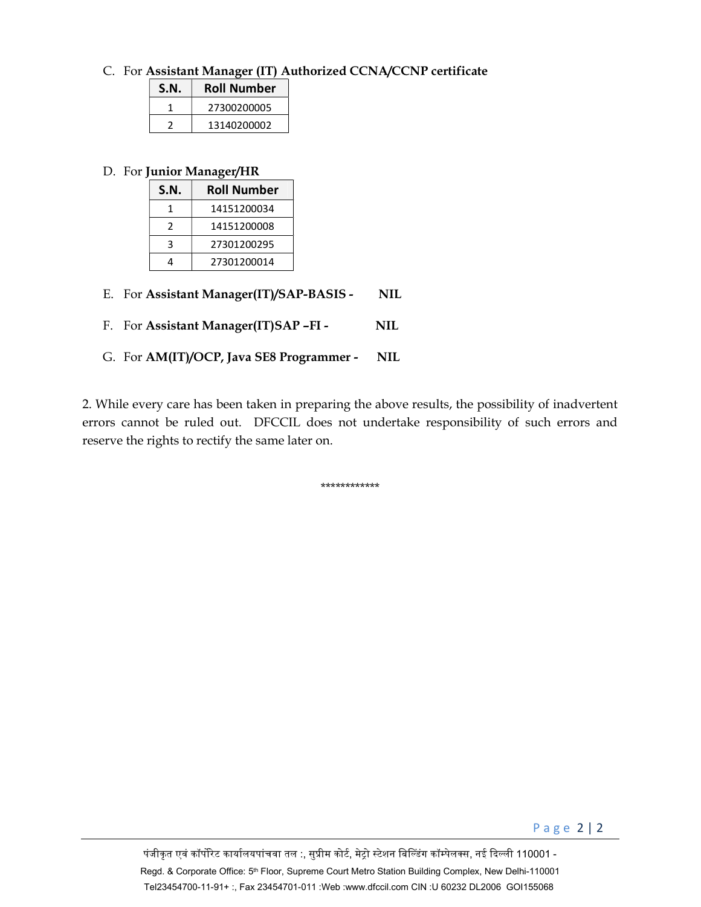C. For **Assistant Manager (IT) Authorized CCNA/CCNP certificate**

| S.N. | Roll Number |
|---|---|
| 1 | 27300200005 |
| 2 | 13140200002 |

D. For **Junior Manager/HR**

| S.N. | Roll Number |
|---|---|
| 1 | 14151200034 |
| 2 | 14151200008 |
| 3 | 27301200295 |
| 4 | 27301200014 |

E. For **Assistant Manager(IT)/SAP-BASIS - NIL**

F. For **Assistant Manager(IT)SAP –FI - NIL**

G. For **AM(IT)/OCP, Java SE8 Programmer - NIL**

2. While every care has been taken in preparing the above results, the possibility of inadvertent errors cannot be ruled out. DFCCIL does not undertake responsibility of such errors and reserve the rights to rectify the same later on.

************